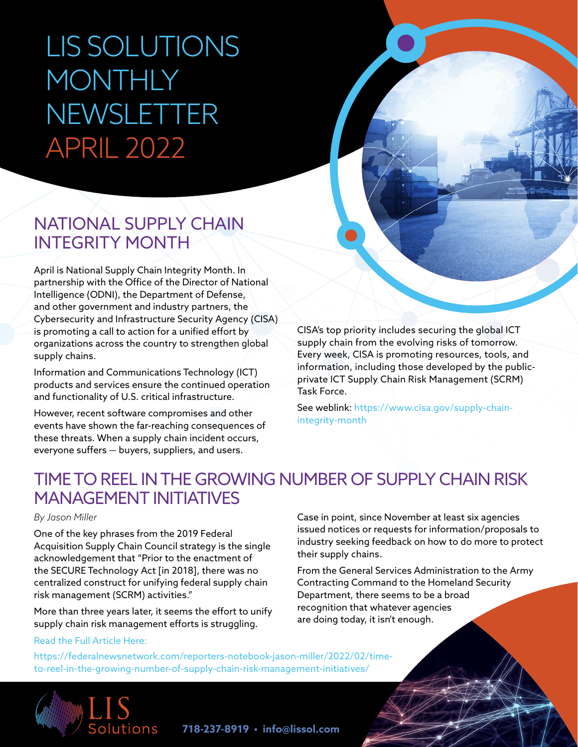# LIS SOLUTIONS MONTHLY NEWSLETTER APRIL 2022

## NATIONAL SUPPLY CHAIN INTEGRITY MONTH

April is National Supply Chain Integrity Month. In partnership with the Office of the Director of National Intelligence (ODNI), the Department of Defense, and other government and industry partners, the Cybersecurity and Infrastructure Security Agency (CISA) is promoting a call to action for a unified effort by organizations across the country to strengthen global supply chains.

Information and Communications Technology (ICT) products and services ensure the continued operation and functionality of U.S. critical infrastructure.

However, recent software compromises and other events have shown the far-reaching consequences of these threats. When a supply chain incident occurs, everyone suffers — buyers, suppliers, and users.

CISA's top priority includes securing the global ICT supply chain from the evolving risks of tomorrow. Every week, CISA is promoting resources, tools, and information, including those developed by the public-private ICT Supply Chain Risk Management (SCRM) Task Force.

See weblink: https://www.cisa.gov/supply-chain-integrity-month

## TIME TO REEL IN THE GROWING NUMBER OF SUPPLY CHAIN RISK MANAGEMENT INITIATIVES

*By Jason Miller*

One of the key phrases from the 2019 Federal Acquisition Supply Chain Council strategy is the single acknowledgement that "Prior to the enactment of the SECURE Technology Act [in 2018], there was no centralized construct for unifying federal supply chain risk management (SCRM) activities."

More than three years later, it seems the effort to unify supply chain risk management efforts is struggling.

Case in point, since November at least six agencies issued notices or requests for information/proposals to industry seeking feedback on how to do more to protect their supply chains.

From the General Services Administration to the Army Contracting Command to the Homeland Security Department, there seems to be a broad recognition that whatever agencies are doing today, it isn't enough.

Read the Full Article Here:

https://federalnewsnetwork.com/reporters-notebook-jason-miller/2022/02/time-to-reel-in-the-growing-number-of-supply-chain-risk-management-initiatives/

LIS Solutions

**718-237-8919 • info@lissol.com**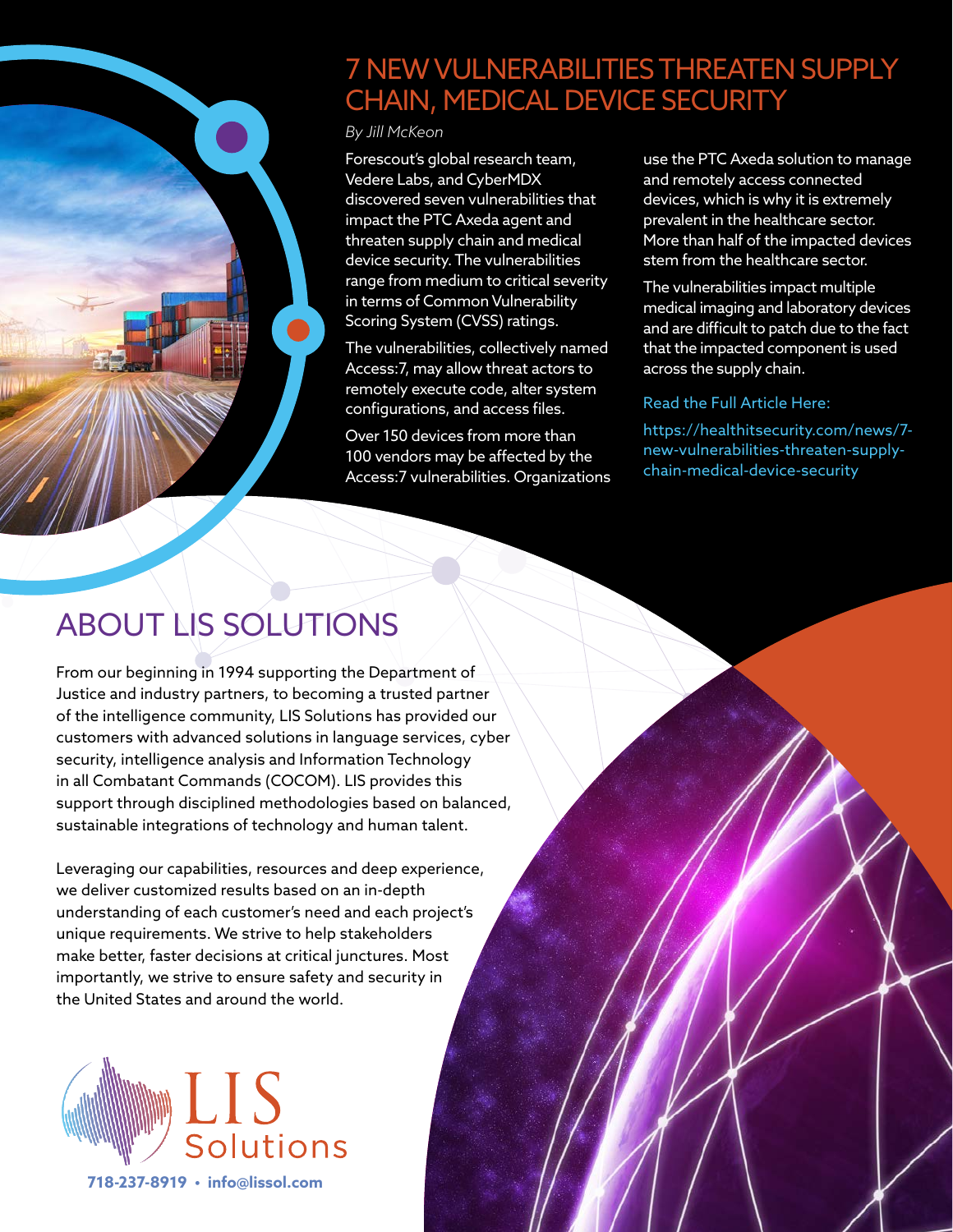# 7 NEW VULNERABILITIES THREATEN SUPPLY CHAIN, MEDICAL DEVICE SECURITY

*By Jill McKeon*

Forescout's global research team, Vedere Labs, and CyberMDX discovered seven vulnerabilities that impact the PTC Axeda agent and threaten supply chain and medical device security. The vulnerabilities range from medium to critical severity in terms of Common Vulnerability Scoring System (CVSS) ratings.

The vulnerabilities, collectively named Access:7, may allow threat actors to remotely execute code, alter system configurations, and access files.

Over 150 devices from more than 100 vendors may be affected by the Access:7 vulnerabilities. Organizations use the PTC Axeda solution to manage and remotely access connected devices, which is why it is extremely prevalent in the healthcare sector. More than half of the impacted devices stem from the healthcare sector.

The vulnerabilities impact multiple medical imaging and laboratory devices and are difficult to patch due to the fact that the impacted component is used across the supply chain.

Read the Full Article Here:

https://healthitsecurity.com/news/7-new-vulnerabilities-threaten-supply-chain-medical-device-security

# ABOUT LIS SOLUTIONS

From our beginning in 1994 supporting the Department of Justice and industry partners, to becoming a trusted partner of the intelligence community, LIS Solutions has provided our customers with advanced solutions in language services, cyber security, intelligence analysis and Information Technology in all Combatant Commands (COCOM). LIS provides this support through disciplined methodologies based on balanced, sustainable integrations of technology and human talent.

Leveraging our capabilities, resources and deep experience, we deliver customized results based on an in-depth understanding of each customer's need and each project's unique requirements. We strive to help stakeholders make better, faster decisions at critical junctures. Most importantly, we strive to ensure safety and security in the United States and around the world.

LIS Solutions

718-237-8919 • info@lissol.com